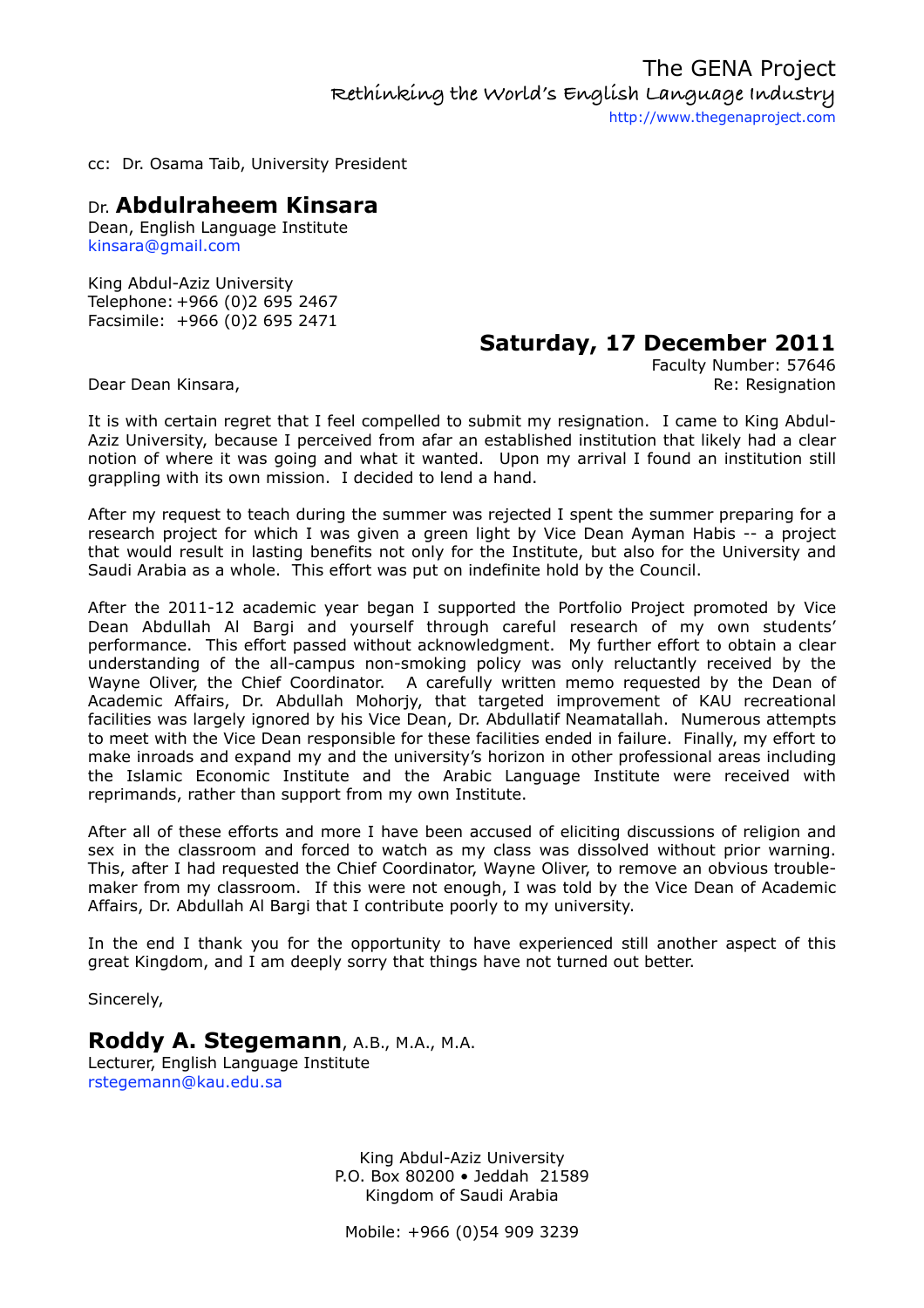The GENA Project

Rethinking the World's English Language Industry

http://www.thegenaproject.com

cc: Dr. Osama Taib, University President

Dr. **Abdulraheem Kinsara**
Dean, English Language Institute
kinsara@gmail.com

King Abdul-Aziz University
Telephone: +966 (0)2 695 2467
Facsimile: +966 (0)2 695 2471

**Saturday, 17 December 2011**

Faculty Number: 57646
Re: Resignation

Dear Dean Kinsara,

It is with certain regret that I feel compelled to submit my resignation. I came to King Abdul-Aziz University, because I perceived from afar an established institution that likely had a clear notion of where it was going and what it wanted. Upon my arrival I found an institution still grappling with its own mission. I decided to lend a hand.

After my request to teach during the summer was rejected I spent the summer preparing for a research project for which I was given a green light by Vice Dean Ayman Habis -- a project that would result in lasting benefits not only for the Institute, but also for the University and Saudi Arabia as a whole. This effort was put on indefinite hold by the Council.

After the 2011-12 academic year began I supported the Portfolio Project promoted by Vice Dean Abdullah Al Bargi and yourself through careful research of my own students' performance. This effort passed without acknowledgment. My further effort to obtain a clear understanding of the all-campus non-smoking policy was only reluctantly received by the Wayne Oliver, the Chief Coordinator. A carefully written memo requested by the Dean of Academic Affairs, Dr. Abdullah Mohorjy, that targeted improvement of KAU recreational facilities was largely ignored by his Vice Dean, Dr. Abdullatif Neamatallah. Numerous attempts to meet with the Vice Dean responsible for these facilities ended in failure. Finally, my effort to make inroads and expand my and the university's horizon in other professional areas including the Islamic Economic Institute and the Arabic Language Institute were received with reprimands, rather than support from my own Institute.

After all of these efforts and more I have been accused of eliciting discussions of religion and sex in the classroom and forced to watch as my class was dissolved without prior warning. This, after I had requested the Chief Coordinator, Wayne Oliver, to remove an obvious trouble-maker from my classroom. If this were not enough, I was told by the Vice Dean of Academic Affairs, Dr. Abdullah Al Bargi that I contribute poorly to my university.

In the end I thank you for the opportunity to have experienced still another aspect of this great Kingdom, and I am deeply sorry that things have not turned out better.

Sincerely,

**Roddy A. Stegemann**, A.B., M.A., M.A.
Lecturer, English Language Institute
rstegemann@kau.edu.sa

King Abdul-Aziz University
P.O. Box 80200 • Jeddah 21589
Kingdom of Saudi Arabia

Mobile: +966 (0)54 909 3239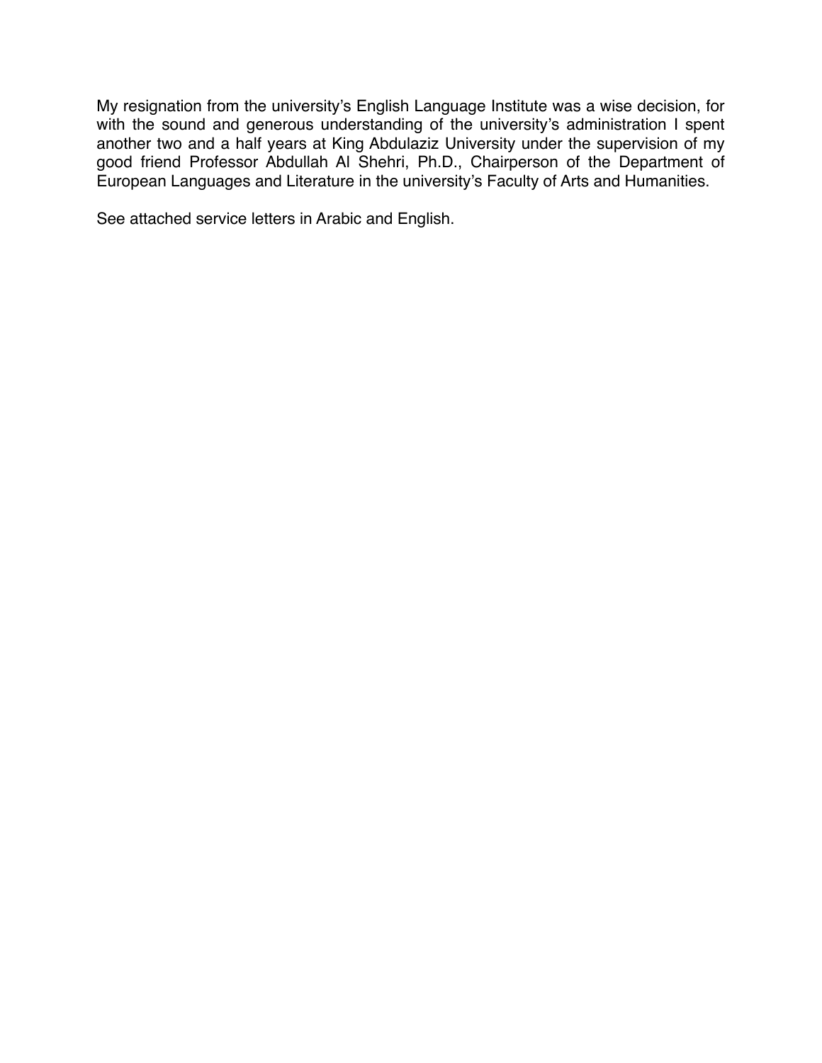My resignation from the university's English Language Institute was a wise decision, for with the sound and generous understanding of the university's administration I spent another two and a half years at King Abdulaziz University under the supervision of my good friend Professor Abdullah Al Shehri, Ph.D., Chairperson of the Department of European Languages and Literature in the university's Faculty of Arts and Humanities.

See attached service letters in Arabic and English.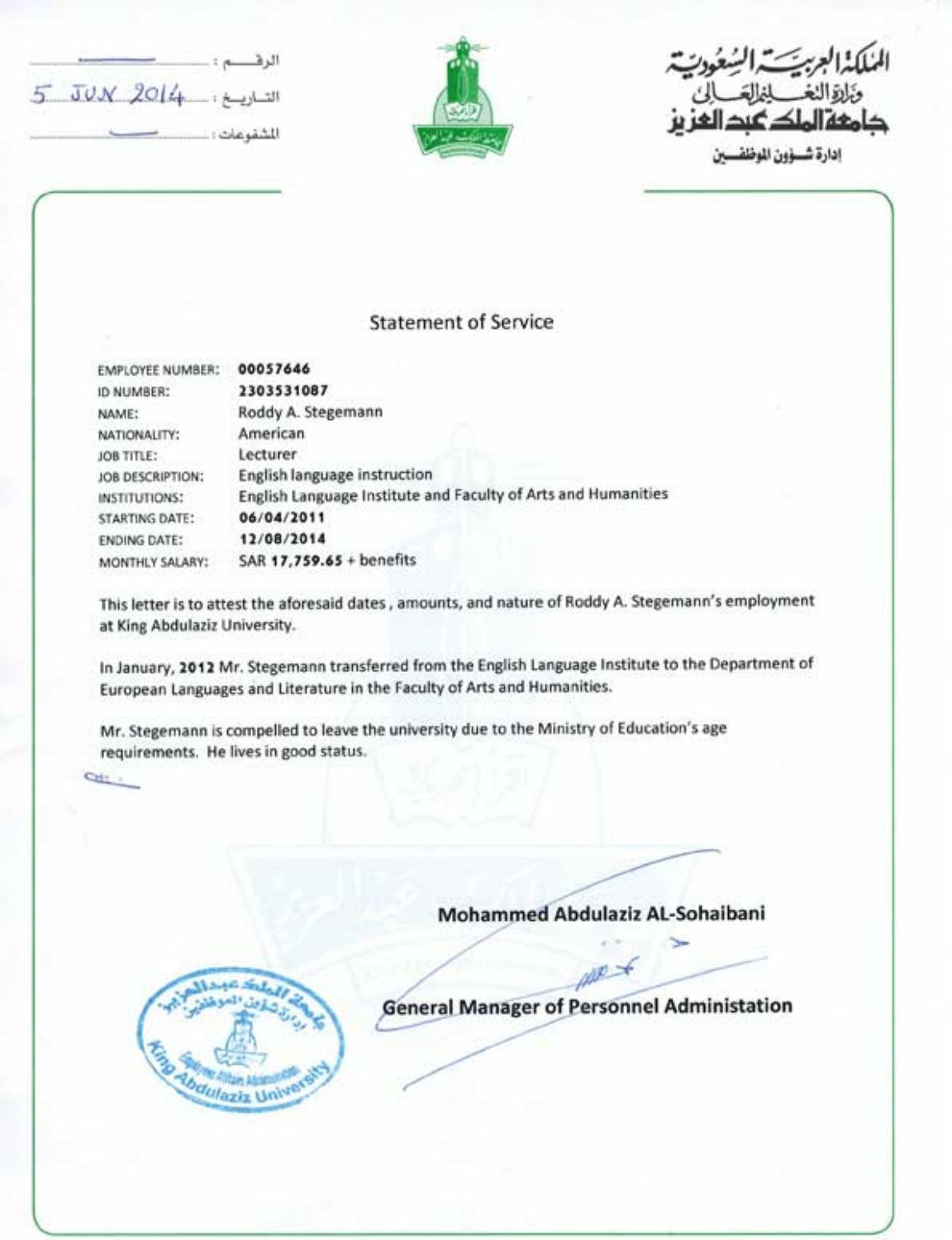المملكة العربية السعودية
وزارة التعليم العالي
جامعة الملك عبد العزيز
إدارة شؤون الموظفين

الرقم : ——
التاريخ : 5 JUN 2014
المشفوعات : ——

## Statement of Service

| | |
|---|---|
| EMPLOYEE NUMBER: | **00057646** |
| ID NUMBER: | **2303531087** |
| NAME: | Roddy A. Stegemann |
| NATIONALITY: | American |
| JOB TITLE: | Lecturer |
| JOB DESCRIPTION: | English language instruction |
| INSTITUTIONS: | English Language Institute and Faculty of Arts and Humanities |
| STARTING DATE: | **06/04/2011** |
| ENDING DATE: | **12/08/2014** |
| MONTHLY SALARY: | SAR **17,759.65** + benefits |

This letter is to attest the aforesaid dates , amounts, and nature of Roddy A. Stegemann's employment at King Abdulaziz University.

In January, **2012** Mr. Stegemann transferred from the English Language Institute to the Department of European Languages and Literature in the Faculty of Arts and Humanities.

Mr. Stegemann is compelled to leave the university due to the Ministry of Education's age requirements. He lives in good status.

**Mohammed Abdulaziz AL-Sohaibani**

**General Manager of Personnel Administation**

جامعة الملك عبدالعزيز – إدارة شؤون الموظفين – Employee Affairs Administration – King Abdulaziz University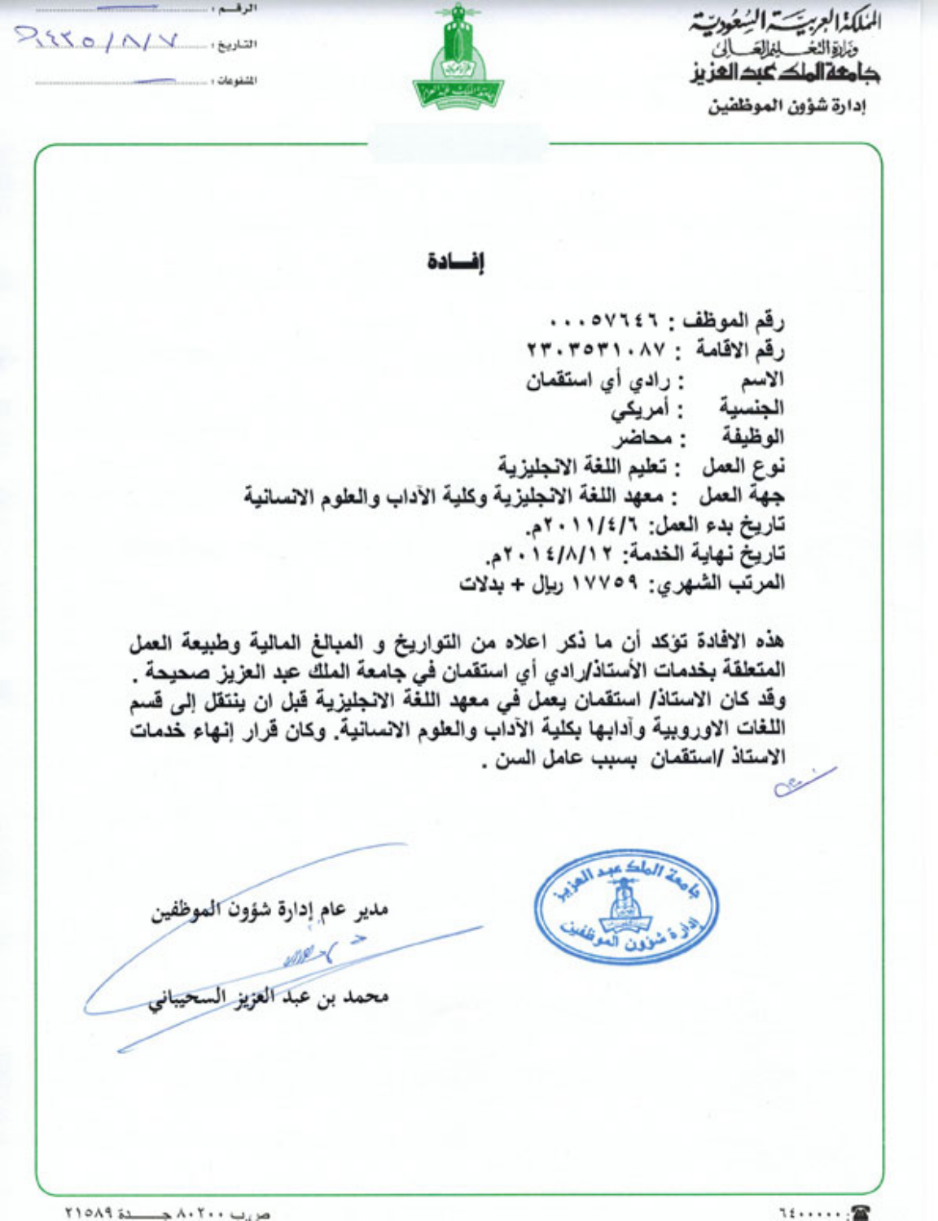المملكة العربية السعودية
وزارة التعليم العالي
جامعة الملك عبد العزيز
إدارة شؤون الموظفين

الرقم :
التاريخ : ١٤٣٥/٨/٧هـ
المشفوعات :

## إفـادة

رقم الموظف : ٠٠٠٥٧٦٤٦
رقم الاقامة : ٢٣٠٣٥٣١٠٨٧
الاسم : رادي أي استقمان
الجنسية : أمريكي
الوظيفة : محاضر
نوع العمل : تعليم اللغة الانجليزية
جهة العمل : معهد اللغة الانجليزية وكلية الآداب والعلوم الانسانية
تاريخ بدء العمل: ٢٠١١/٤/٦م.
تاريخ نهاية الخدمة: ٢٠١٤/٨/١٢م.
المرتب الشهري: ١٧٧٥٩ ريال + بدلات

**هذه الافادة تؤكد أن ما ذكر اعلاه من التواريخ و المبالغ المالية وطبيعة العمل المتعلقة بخدمات الأستاذ/رادي أي استقمان في جامعة الملك عبد العزيز صحيحة . وقد كان الاستاذ/ استقمان يعمل في معهد اللغة الانجليزية قبل ان ينتقل إلى قسم اللغات الاوروبية وآدابها بكلية الآداب والعلوم الانسانية. وكان قرار إنهاء خدمات الاستاذ /استقمان بسبب عامل السن .**

جامعة الملك عبد العزيز - إدارة شؤون الموظفين

مدير عام إدارة شؤون الموظفين

محمد بن عبد العزيز السحيباني

ص.ب ٨٠٢٠٠ جـدة ٢١٥٨٩
☎ ٦٤٠٠٠٠٠